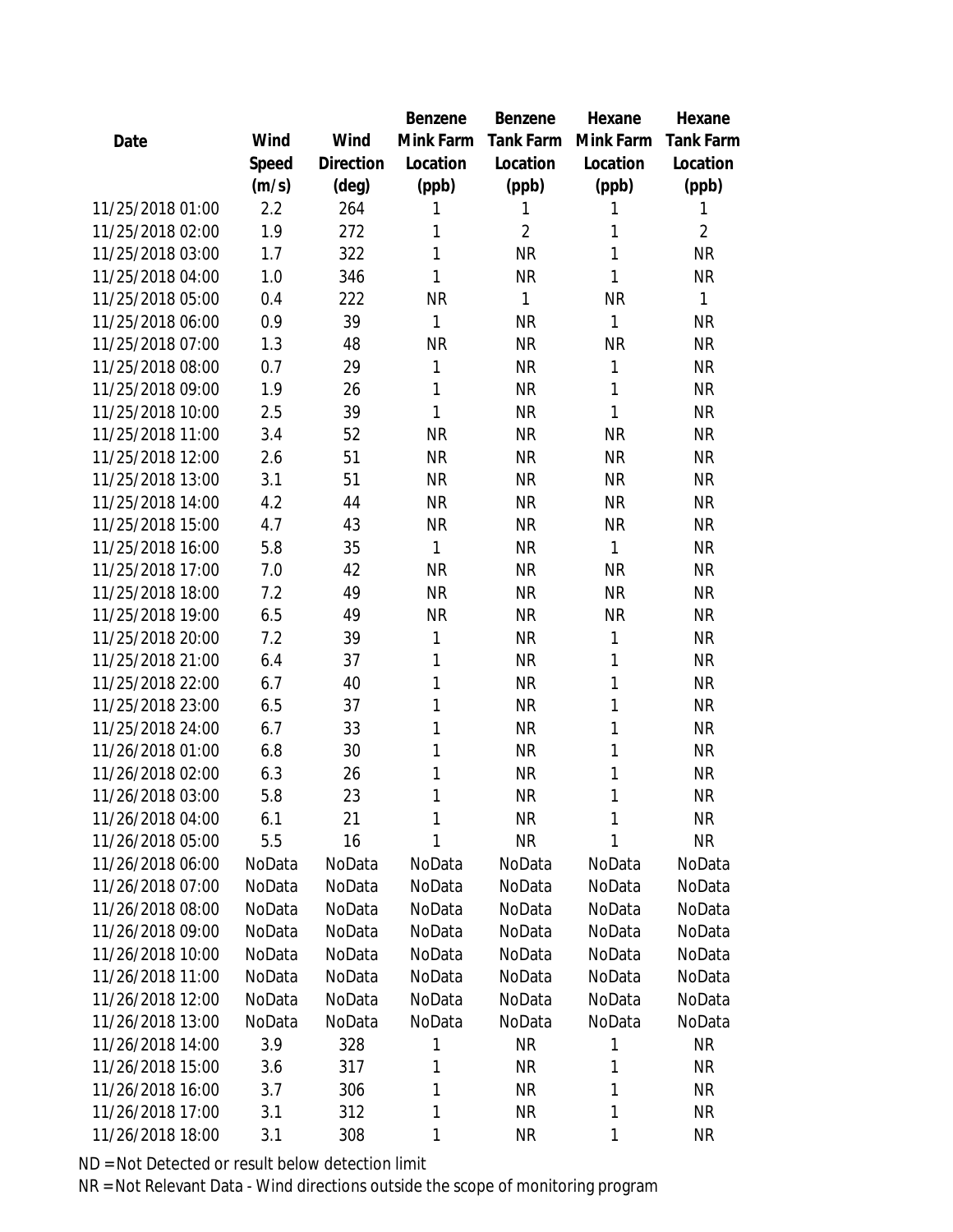| Date | Wind Speed (m/s) | Wind Direction (deg) | Benzene Mink Farm Location (ppb) | Benzene Tank Farm Location (ppb) | Hexane Mink Farm Location (ppb) | Hexane Tank Farm Location (ppb) |
|---|---|---|---|---|---|---|
| 11/25/2018 01:00 | 2.2 | 264 | 1 | 1 | 1 | 1 |
| 11/25/2018 02:00 | 1.9 | 272 | 1 | 2 | 1 | 2 |
| 11/25/2018 03:00 | 1.7 | 322 | 1 | NR | 1 | NR |
| 11/25/2018 04:00 | 1.0 | 346 | 1 | NR | 1 | NR |
| 11/25/2018 05:00 | 0.4 | 222 | NR | 1 | NR | 1 |
| 11/25/2018 06:00 | 0.9 | 39 | 1 | NR | 1 | NR |
| 11/25/2018 07:00 | 1.3 | 48 | NR | NR | NR | NR |
| 11/25/2018 08:00 | 0.7 | 29 | 1 | NR | 1 | NR |
| 11/25/2018 09:00 | 1.9 | 26 | 1 | NR | 1 | NR |
| 11/25/2018 10:00 | 2.5 | 39 | 1 | NR | 1 | NR |
| 11/25/2018 11:00 | 3.4 | 52 | NR | NR | NR | NR |
| 11/25/2018 12:00 | 2.6 | 51 | NR | NR | NR | NR |
| 11/25/2018 13:00 | 3.1 | 51 | NR | NR | NR | NR |
| 11/25/2018 14:00 | 4.2 | 44 | NR | NR | NR | NR |
| 11/25/2018 15:00 | 4.7 | 43 | NR | NR | NR | NR |
| 11/25/2018 16:00 | 5.8 | 35 | 1 | NR | 1 | NR |
| 11/25/2018 17:00 | 7.0 | 42 | NR | NR | NR | NR |
| 11/25/2018 18:00 | 7.2 | 49 | NR | NR | NR | NR |
| 11/25/2018 19:00 | 6.5 | 49 | NR | NR | NR | NR |
| 11/25/2018 20:00 | 7.2 | 39 | 1 | NR | 1 | NR |
| 11/25/2018 21:00 | 6.4 | 37 | 1 | NR | 1 | NR |
| 11/25/2018 22:00 | 6.7 | 40 | 1 | NR | 1 | NR |
| 11/25/2018 23:00 | 6.5 | 37 | 1 | NR | 1 | NR |
| 11/25/2018 24:00 | 6.7 | 33 | 1 | NR | 1 | NR |
| 11/26/2018 01:00 | 6.8 | 30 | 1 | NR | 1 | NR |
| 11/26/2018 02:00 | 6.3 | 26 | 1 | NR | 1 | NR |
| 11/26/2018 03:00 | 5.8 | 23 | 1 | NR | 1 | NR |
| 11/26/2018 04:00 | 6.1 | 21 | 1 | NR | 1 | NR |
| 11/26/2018 05:00 | 5.5 | 16 | 1 | NR | 1 | NR |
| 11/26/2018 06:00 | NoData | NoData | NoData | NoData | NoData | NoData |
| 11/26/2018 07:00 | NoData | NoData | NoData | NoData | NoData | NoData |
| 11/26/2018 08:00 | NoData | NoData | NoData | NoData | NoData | NoData |
| 11/26/2018 09:00 | NoData | NoData | NoData | NoData | NoData | NoData |
| 11/26/2018 10:00 | NoData | NoData | NoData | NoData | NoData | NoData |
| 11/26/2018 11:00 | NoData | NoData | NoData | NoData | NoData | NoData |
| 11/26/2018 12:00 | NoData | NoData | NoData | NoData | NoData | NoData |
| 11/26/2018 13:00 | NoData | NoData | NoData | NoData | NoData | NoData |
| 11/26/2018 14:00 | 3.9 | 328 | 1 | NR | 1 | NR |
| 11/26/2018 15:00 | 3.6 | 317 | 1 | NR | 1 | NR |
| 11/26/2018 16:00 | 3.7 | 306 | 1 | NR | 1 | NR |
| 11/26/2018 17:00 | 3.1 | 312 | 1 | NR | 1 | NR |
| 11/26/2018 18:00 | 3.1 | 308 | 1 | NR | 1 | NR |

ND = Not Detected or result below detection limit

NR = Not Relevant Data - Wind directions outside the scope of monitoring program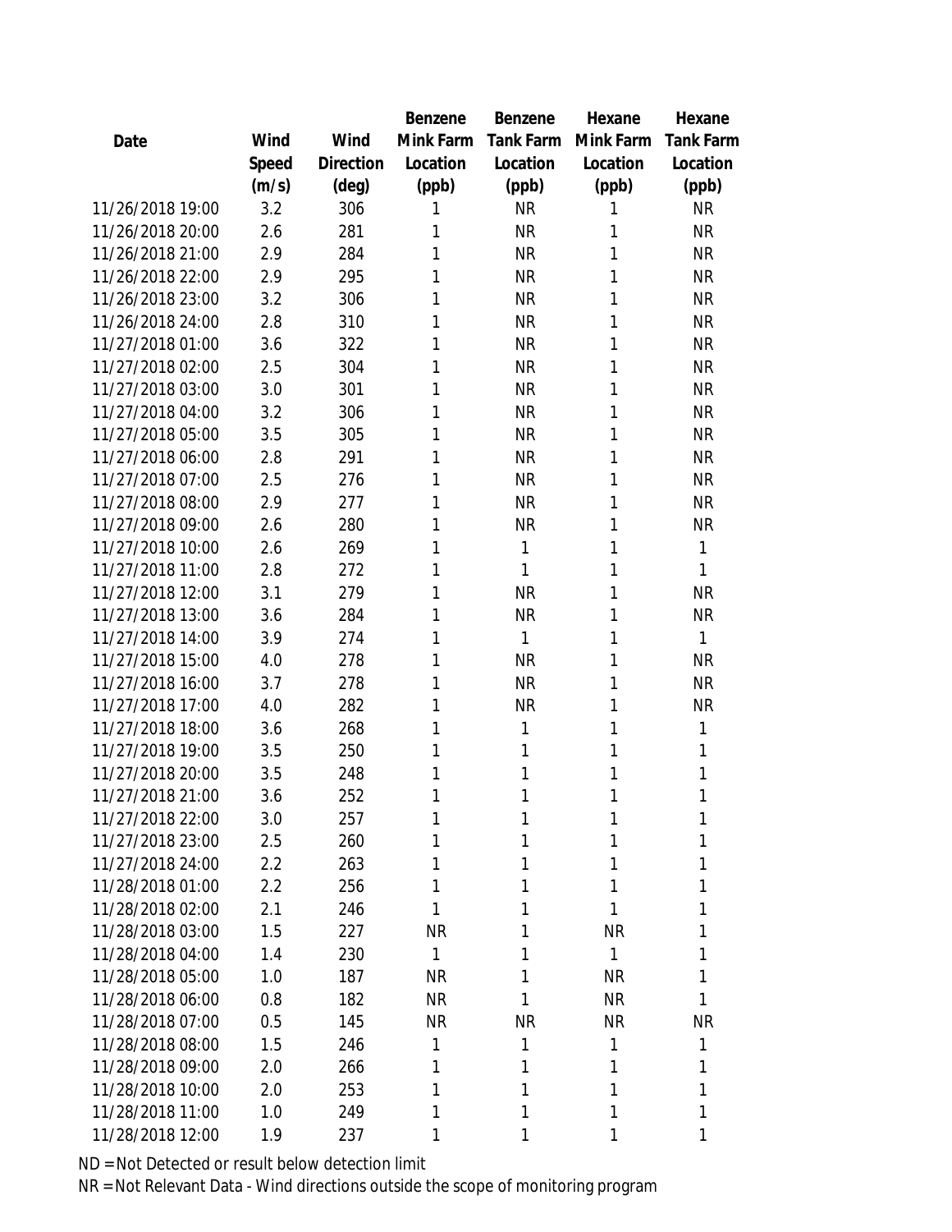| Date | Wind Speed (m/s) | Wind Direction (deg) | Benzene Mink Farm Location (ppb) | Benzene Tank Farm Location (ppb) | Hexane Mink Farm Location (ppb) | Hexane Tank Farm Location (ppb) |
|---|---|---|---|---|---|---|
| 11/26/2018 19:00 | 3.2 | 306 | 1 | NR | 1 | NR |
| 11/26/2018 20:00 | 2.6 | 281 | 1 | NR | 1 | NR |
| 11/26/2018 21:00 | 2.9 | 284 | 1 | NR | 1 | NR |
| 11/26/2018 22:00 | 2.9 | 295 | 1 | NR | 1 | NR |
| 11/26/2018 23:00 | 3.2 | 306 | 1 | NR | 1 | NR |
| 11/26/2018 24:00 | 2.8 | 310 | 1 | NR | 1 | NR |
| 11/27/2018 01:00 | 3.6 | 322 | 1 | NR | 1 | NR |
| 11/27/2018 02:00 | 2.5 | 304 | 1 | NR | 1 | NR |
| 11/27/2018 03:00 | 3.0 | 301 | 1 | NR | 1 | NR |
| 11/27/2018 04:00 | 3.2 | 306 | 1 | NR | 1 | NR |
| 11/27/2018 05:00 | 3.5 | 305 | 1 | NR | 1 | NR |
| 11/27/2018 06:00 | 2.8 | 291 | 1 | NR | 1 | NR |
| 11/27/2018 07:00 | 2.5 | 276 | 1 | NR | 1 | NR |
| 11/27/2018 08:00 | 2.9 | 277 | 1 | NR | 1 | NR |
| 11/27/2018 09:00 | 2.6 | 280 | 1 | NR | 1 | NR |
| 11/27/2018 10:00 | 2.6 | 269 | 1 | 1 | 1 | 1 |
| 11/27/2018 11:00 | 2.8 | 272 | 1 | 1 | 1 | 1 |
| 11/27/2018 12:00 | 3.1 | 279 | 1 | NR | 1 | NR |
| 11/27/2018 13:00 | 3.6 | 284 | 1 | NR | 1 | NR |
| 11/27/2018 14:00 | 3.9 | 274 | 1 | 1 | 1 | 1 |
| 11/27/2018 15:00 | 4.0 | 278 | 1 | NR | 1 | NR |
| 11/27/2018 16:00 | 3.7 | 278 | 1 | NR | 1 | NR |
| 11/27/2018 17:00 | 4.0 | 282 | 1 | NR | 1 | NR |
| 11/27/2018 18:00 | 3.6 | 268 | 1 | 1 | 1 | 1 |
| 11/27/2018 19:00 | 3.5 | 250 | 1 | 1 | 1 | 1 |
| 11/27/2018 20:00 | 3.5 | 248 | 1 | 1 | 1 | 1 |
| 11/27/2018 21:00 | 3.6 | 252 | 1 | 1 | 1 | 1 |
| 11/27/2018 22:00 | 3.0 | 257 | 1 | 1 | 1 | 1 |
| 11/27/2018 23:00 | 2.5 | 260 | 1 | 1 | 1 | 1 |
| 11/27/2018 24:00 | 2.2 | 263 | 1 | 1 | 1 | 1 |
| 11/28/2018 01:00 | 2.2 | 256 | 1 | 1 | 1 | 1 |
| 11/28/2018 02:00 | 2.1 | 246 | 1 | 1 | 1 | 1 |
| 11/28/2018 03:00 | 1.5 | 227 | NR | 1 | NR | 1 |
| 11/28/2018 04:00 | 1.4 | 230 | 1 | 1 | 1 | 1 |
| 11/28/2018 05:00 | 1.0 | 187 | NR | 1 | NR | 1 |
| 11/28/2018 06:00 | 0.8 | 182 | NR | 1 | NR | 1 |
| 11/28/2018 07:00 | 0.5 | 145 | NR | NR | NR | NR |
| 11/28/2018 08:00 | 1.5 | 246 | 1 | 1 | 1 | 1 |
| 11/28/2018 09:00 | 2.0 | 266 | 1 | 1 | 1 | 1 |
| 11/28/2018 10:00 | 2.0 | 253 | 1 | 1 | 1 | 1 |
| 11/28/2018 11:00 | 1.0 | 249 | 1 | 1 | 1 | 1 |
| 11/28/2018 12:00 | 1.9 | 237 | 1 | 1 | 1 | 1 |

ND = Not Detected or result below detection limit

NR = Not Relevant Data - Wind directions outside the scope of monitoring program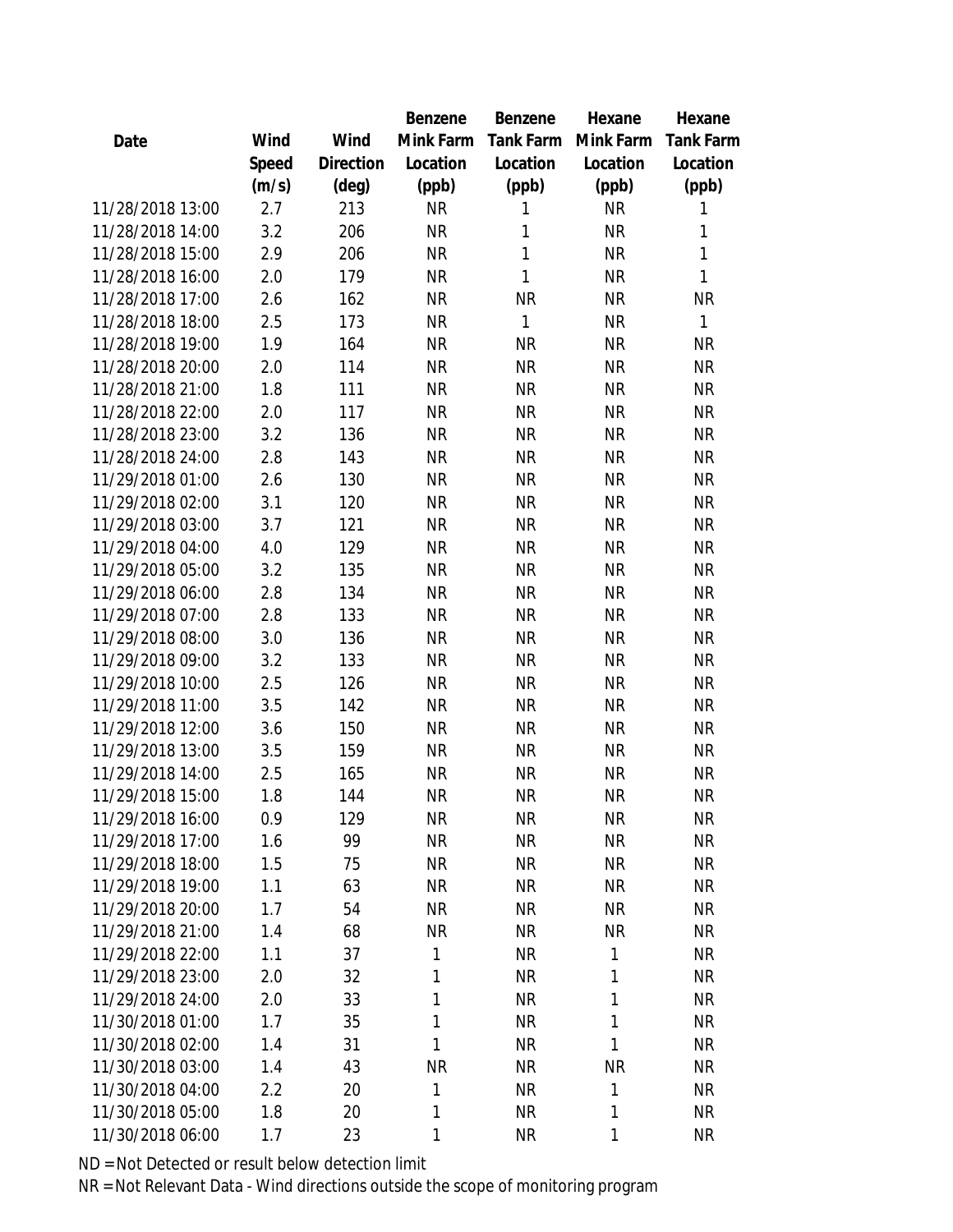| Date | Wind Speed (m/s) | Wind Direction (deg) | Benzene Mink Farm Location (ppb) | Benzene Tank Farm Location (ppb) | Hexane Mink Farm Location (ppb) | Hexane Tank Farm Location (ppb) |
|---|---|---|---|---|---|---|
| 11/28/2018 13:00 | 2.7 | 213 | NR | 1 | NR | 1 |
| 11/28/2018 14:00 | 3.2 | 206 | NR | 1 | NR | 1 |
| 11/28/2018 15:00 | 2.9 | 206 | NR | 1 | NR | 1 |
| 11/28/2018 16:00 | 2.0 | 179 | NR | 1 | NR | 1 |
| 11/28/2018 17:00 | 2.6 | 162 | NR | NR | NR | NR |
| 11/28/2018 18:00 | 2.5 | 173 | NR | 1 | NR | 1 |
| 11/28/2018 19:00 | 1.9 | 164 | NR | NR | NR | NR |
| 11/28/2018 20:00 | 2.0 | 114 | NR | NR | NR | NR |
| 11/28/2018 21:00 | 1.8 | 111 | NR | NR | NR | NR |
| 11/28/2018 22:00 | 2.0 | 117 | NR | NR | NR | NR |
| 11/28/2018 23:00 | 3.2 | 136 | NR | NR | NR | NR |
| 11/28/2018 24:00 | 2.8 | 143 | NR | NR | NR | NR |
| 11/29/2018 01:00 | 2.6 | 130 | NR | NR | NR | NR |
| 11/29/2018 02:00 | 3.1 | 120 | NR | NR | NR | NR |
| 11/29/2018 03:00 | 3.7 | 121 | NR | NR | NR | NR |
| 11/29/2018 04:00 | 4.0 | 129 | NR | NR | NR | NR |
| 11/29/2018 05:00 | 3.2 | 135 | NR | NR | NR | NR |
| 11/29/2018 06:00 | 2.8 | 134 | NR | NR | NR | NR |
| 11/29/2018 07:00 | 2.8 | 133 | NR | NR | NR | NR |
| 11/29/2018 08:00 | 3.0 | 136 | NR | NR | NR | NR |
| 11/29/2018 09:00 | 3.2 | 133 | NR | NR | NR | NR |
| 11/29/2018 10:00 | 2.5 | 126 | NR | NR | NR | NR |
| 11/29/2018 11:00 | 3.5 | 142 | NR | NR | NR | NR |
| 11/29/2018 12:00 | 3.6 | 150 | NR | NR | NR | NR |
| 11/29/2018 13:00 | 3.5 | 159 | NR | NR | NR | NR |
| 11/29/2018 14:00 | 2.5 | 165 | NR | NR | NR | NR |
| 11/29/2018 15:00 | 1.8 | 144 | NR | NR | NR | NR |
| 11/29/2018 16:00 | 0.9 | 129 | NR | NR | NR | NR |
| 11/29/2018 17:00 | 1.6 | 99 | NR | NR | NR | NR |
| 11/29/2018 18:00 | 1.5 | 75 | NR | NR | NR | NR |
| 11/29/2018 19:00 | 1.1 | 63 | NR | NR | NR | NR |
| 11/29/2018 20:00 | 1.7 | 54 | NR | NR | NR | NR |
| 11/29/2018 21:00 | 1.4 | 68 | NR | NR | NR | NR |
| 11/29/2018 22:00 | 1.1 | 37 | 1 | NR | 1 | NR |
| 11/29/2018 23:00 | 2.0 | 32 | 1 | NR | 1 | NR |
| 11/29/2018 24:00 | 2.0 | 33 | 1 | NR | 1 | NR |
| 11/30/2018 01:00 | 1.7 | 35 | 1 | NR | 1 | NR |
| 11/30/2018 02:00 | 1.4 | 31 | 1 | NR | 1 | NR |
| 11/30/2018 03:00 | 1.4 | 43 | NR | NR | NR | NR |
| 11/30/2018 04:00 | 2.2 | 20 | 1 | NR | 1 | NR |
| 11/30/2018 05:00 | 1.8 | 20 | 1 | NR | 1 | NR |
| 11/30/2018 06:00 | 1.7 | 23 | 1 | NR | 1 | NR |

ND = Not Detected or result below detection limit

NR = Not Relevant Data - Wind directions outside the scope of monitoring program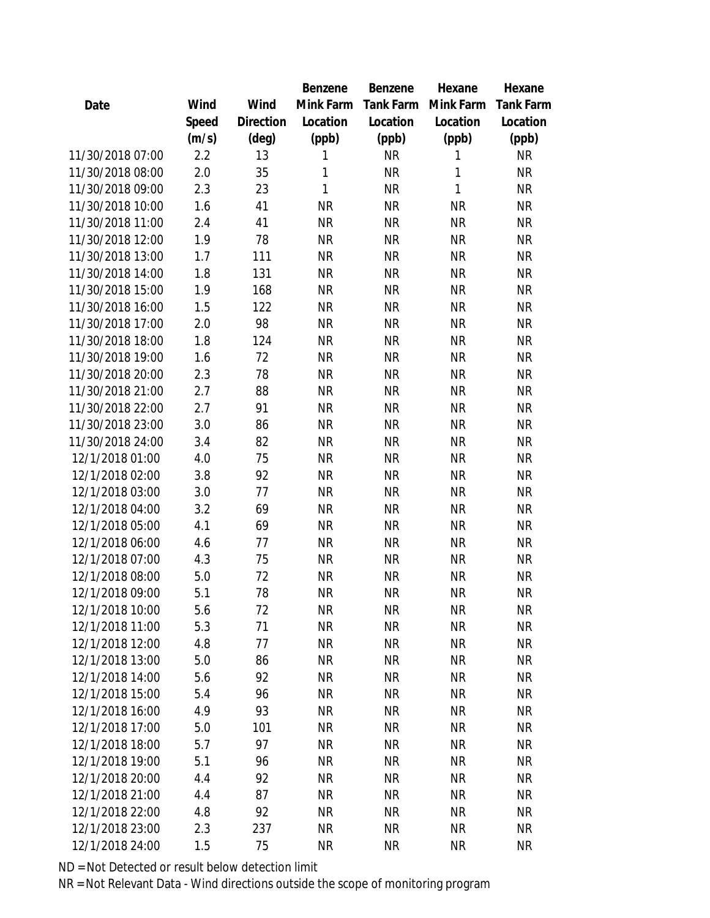| Date | Wind Speed (m/s) | Wind Direction (deg) | Benzene Mink Farm Location (ppb) | Benzene Tank Farm Location (ppb) | Hexane Mink Farm Location (ppb) | Hexane Tank Farm Location (ppb) |
|---|---|---|---|---|---|---|
| 11/30/2018 07:00 | 2.2 | 13 | 1 | NR | 1 | NR |
| 11/30/2018 08:00 | 2.0 | 35 | 1 | NR | 1 | NR |
| 11/30/2018 09:00 | 2.3 | 23 | 1 | NR | 1 | NR |
| 11/30/2018 10:00 | 1.6 | 41 | NR | NR | NR | NR |
| 11/30/2018 11:00 | 2.4 | 41 | NR | NR | NR | NR |
| 11/30/2018 12:00 | 1.9 | 78 | NR | NR | NR | NR |
| 11/30/2018 13:00 | 1.7 | 111 | NR | NR | NR | NR |
| 11/30/2018 14:00 | 1.8 | 131 | NR | NR | NR | NR |
| 11/30/2018 15:00 | 1.9 | 168 | NR | NR | NR | NR |
| 11/30/2018 16:00 | 1.5 | 122 | NR | NR | NR | NR |
| 11/30/2018 17:00 | 2.0 | 98 | NR | NR | NR | NR |
| 11/30/2018 18:00 | 1.8 | 124 | NR | NR | NR | NR |
| 11/30/2018 19:00 | 1.6 | 72 | NR | NR | NR | NR |
| 11/30/2018 20:00 | 2.3 | 78 | NR | NR | NR | NR |
| 11/30/2018 21:00 | 2.7 | 88 | NR | NR | NR | NR |
| 11/30/2018 22:00 | 2.7 | 91 | NR | NR | NR | NR |
| 11/30/2018 23:00 | 3.0 | 86 | NR | NR | NR | NR |
| 11/30/2018 24:00 | 3.4 | 82 | NR | NR | NR | NR |
| 12/1/2018 01:00 | 4.0 | 75 | NR | NR | NR | NR |
| 12/1/2018 02:00 | 3.8 | 92 | NR | NR | NR | NR |
| 12/1/2018 03:00 | 3.0 | 77 | NR | NR | NR | NR |
| 12/1/2018 04:00 | 3.2 | 69 | NR | NR | NR | NR |
| 12/1/2018 05:00 | 4.1 | 69 | NR | NR | NR | NR |
| 12/1/2018 06:00 | 4.6 | 77 | NR | NR | NR | NR |
| 12/1/2018 07:00 | 4.3 | 75 | NR | NR | NR | NR |
| 12/1/2018 08:00 | 5.0 | 72 | NR | NR | NR | NR |
| 12/1/2018 09:00 | 5.1 | 78 | NR | NR | NR | NR |
| 12/1/2018 10:00 | 5.6 | 72 | NR | NR | NR | NR |
| 12/1/2018 11:00 | 5.3 | 71 | NR | NR | NR | NR |
| 12/1/2018 12:00 | 4.8 | 77 | NR | NR | NR | NR |
| 12/1/2018 13:00 | 5.0 | 86 | NR | NR | NR | NR |
| 12/1/2018 14:00 | 5.6 | 92 | NR | NR | NR | NR |
| 12/1/2018 15:00 | 5.4 | 96 | NR | NR | NR | NR |
| 12/1/2018 16:00 | 4.9 | 93 | NR | NR | NR | NR |
| 12/1/2018 17:00 | 5.0 | 101 | NR | NR | NR | NR |
| 12/1/2018 18:00 | 5.7 | 97 | NR | NR | NR | NR |
| 12/1/2018 19:00 | 5.1 | 96 | NR | NR | NR | NR |
| 12/1/2018 20:00 | 4.4 | 92 | NR | NR | NR | NR |
| 12/1/2018 21:00 | 4.4 | 87 | NR | NR | NR | NR |
| 12/1/2018 22:00 | 4.8 | 92 | NR | NR | NR | NR |
| 12/1/2018 23:00 | 2.3 | 237 | NR | NR | NR | NR |
| 12/1/2018 24:00 | 1.5 | 75 | NR | NR | NR | NR |

ND = Not Detected or result below detection limit

NR = Not Relevant Data - Wind directions outside the scope of monitoring program